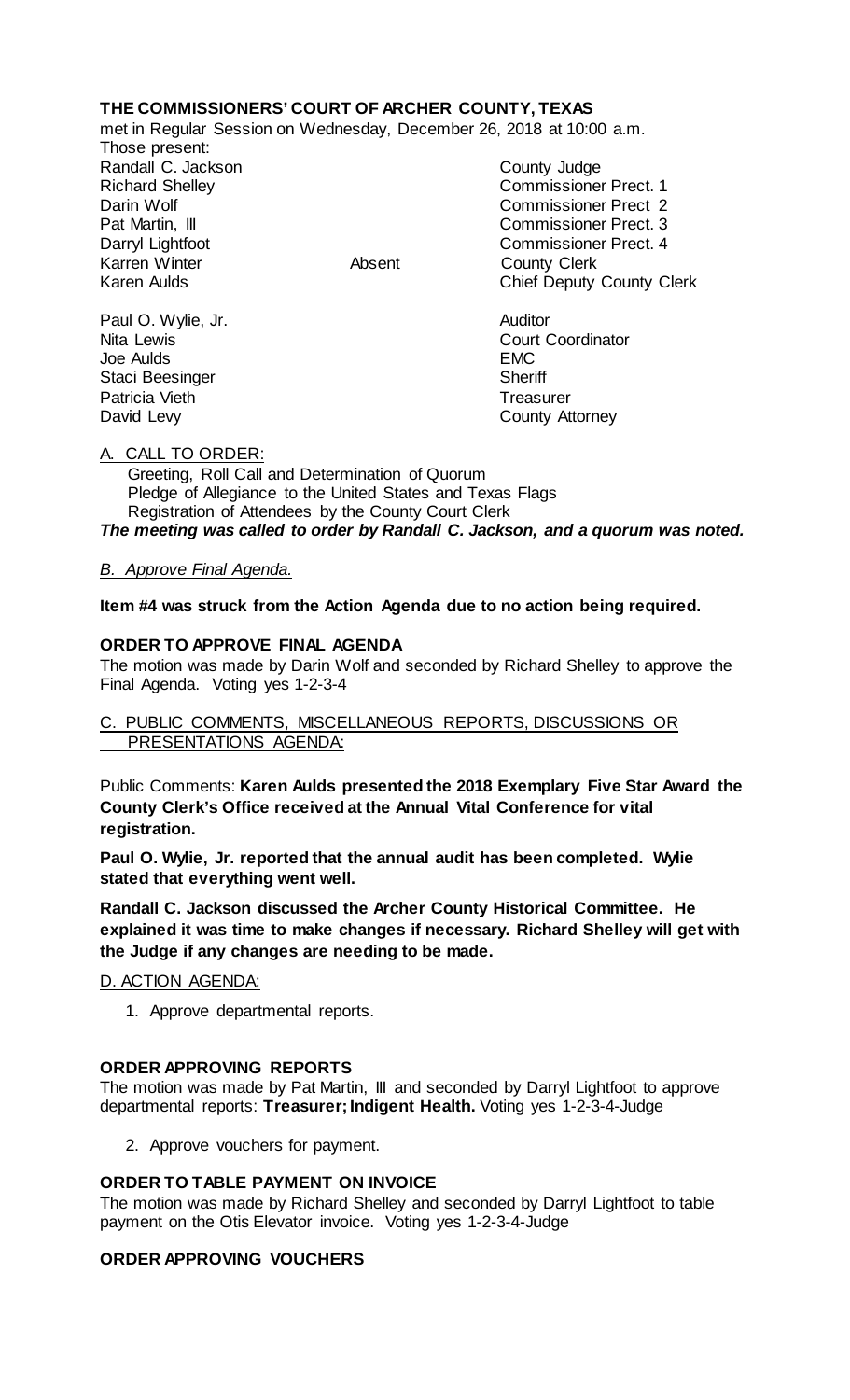**THE COMMISSIONERS' COURT OF ARCHER COUNTY, TEXAS**

met in Regular Session on Wednesday, December 26, 2018 at 10:00 a.m.

Those present:

| | | |
|---|---|---|
| Randall C. Jackson | | County Judge |
| Richard Shelley | | Commissioner Prect. 1 |
| Darin Wolf | | Commissioner Prect 2 |
| Pat Martin, III | | Commissioner Prect. 3 |
| Darryl Lightfoot | | Commissioner Prect. 4 |
| Karren Winter | Absent | County Clerk |
| Karen Aulds | | Chief Deputy County Clerk |
| | | |
| Paul O. Wylie, Jr. | | Auditor |
| Nita Lewis | | Court Coordinator |
| Joe Aulds | | EMC |
| Staci Beesinger | | Sheriff |
| Patricia Vieth | | Treasurer |
| David Levy | | County Attorney |

A. CALL TO ORDER:

Greeting, Roll Call and Determination of Quorum
Pledge of Allegiance to the United States and Texas Flags
Registration of Attendees by the County Court Clerk

***The meeting was called to order by Randall C. Jackson, and a quorum was noted.***

*B. Approve Final Agenda.*

**Item #4 was struck from the Action Agenda due to no action being required.**

**ORDER TO APPROVE FINAL AGENDA**

The motion was made by Darin Wolf and seconded by Richard Shelley to approve the Final Agenda. Voting yes 1-2-3-4

C. PUBLIC COMMENTS, MISCELLANEOUS REPORTS, DISCUSSIONS OR PRESENTATIONS AGENDA:

Public Comments: **Karen Aulds presented the 2018 Exemplary Five Star Award the County Clerk's Office received at the Annual Vital Conference for vital registration.**

**Paul O. Wylie, Jr. reported that the annual audit has been completed. Wylie stated that everything went well.**

**Randall C. Jackson discussed the Archer County Historical Committee. He explained it was time to make changes if necessary. Richard Shelley will get with the Judge if any changes are needing to be made.**

D. ACTION AGENDA:

1. Approve departmental reports.

**ORDER APPROVING REPORTS**

The motion was made by Pat Martin, III and seconded by Darryl Lightfoot to approve departmental reports: **Treasurer; Indigent Health.** Voting yes 1-2-3-4-Judge

2. Approve vouchers for payment.

**ORDER TO TABLE PAYMENT ON INVOICE**

The motion was made by Richard Shelley and seconded by Darryl Lightfoot to table payment on the Otis Elevator invoice. Voting yes 1-2-3-4-Judge

**ORDER APPROVING VOUCHERS**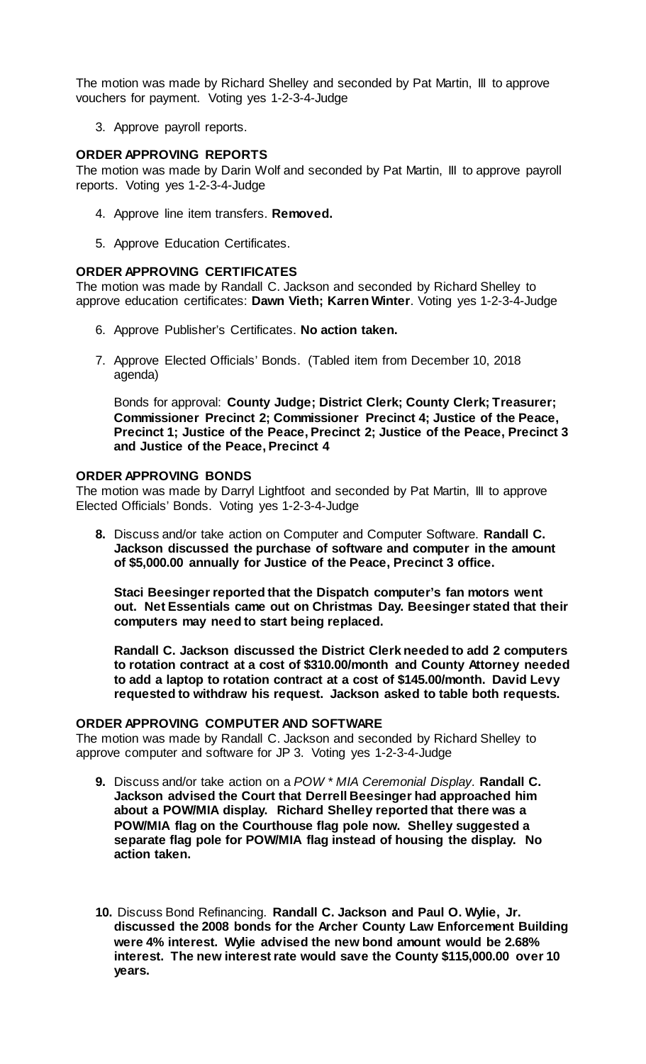The motion was made by Richard Shelley and seconded by Pat Martin, III to approve vouchers for payment. Voting yes 1-2-3-4-Judge

3. Approve payroll reports.

**ORDER APPROVING REPORTS**
The motion was made by Darin Wolf and seconded by Pat Martin, III to approve payroll reports. Voting yes 1-2-3-4-Judge

4. Approve line item transfers. **Removed.**

5. Approve Education Certificates.

**ORDER APPROVING CERTIFICATES**
The motion was made by Randall C. Jackson and seconded by Richard Shelley to approve education certificates: **Dawn Vieth; Karren Winter**. Voting yes 1-2-3-4-Judge

6. Approve Publisher's Certificates. **No action taken.**

7. Approve Elected Officials' Bonds. (Tabled item from December 10, 2018 agenda)

   Bonds for approval: **County Judge; District Clerk; County Clerk; Treasurer; Commissioner Precinct 2; Commissioner Precinct 4; Justice of the Peace, Precinct 1; Justice of the Peace, Precinct 2; Justice of the Peace, Precinct 3 and Justice of the Peace, Precinct 4**

**ORDER APPROVING BONDS**
The motion was made by Darryl Lightfoot and seconded by Pat Martin, III to approve Elected Officials' Bonds. Voting yes 1-2-3-4-Judge

**8.** Discuss and/or take action on Computer and Computer Software. **Randall C. Jackson discussed the purchase of software and computer in the amount of $5,000.00 annually for Justice of the Peace, Precinct 3 office.**

   **Staci Beesinger reported that the Dispatch computer's fan motors went out. Net Essentials came out on Christmas Day. Beesinger stated that their computers may need to start being replaced.**

   **Randall C. Jackson discussed the District Clerk needed to add 2 computers to rotation contract at a cost of $310.00/month and County Attorney needed to add a laptop to rotation contract at a cost of $145.00/month. David Levy requested to withdraw his request. Jackson asked to table both requests.**

**ORDER APPROVING COMPUTER AND SOFTWARE**
The motion was made by Randall C. Jackson and seconded by Richard Shelley to approve computer and software for JP 3. Voting yes 1-2-3-4-Judge

**9.** Discuss and/or take action on a *POW \* MIA Ceremonial Display*. **Randall C. Jackson advised the Court that Derrell Beesinger had approached him about a POW/MIA display. Richard Shelley reported that there was a POW/MIA flag on the Courthouse flag pole now. Shelley suggested a separate flag pole for POW/MIA flag instead of housing the display. No action taken.**

**10.** Discuss Bond Refinancing. **Randall C. Jackson and Paul O. Wylie, Jr. discussed the 2008 bonds for the Archer County Law Enforcement Building were 4% interest. Wylie advised the new bond amount would be 2.68% interest. The new interest rate would save the County $115,000.00 over 10 years.**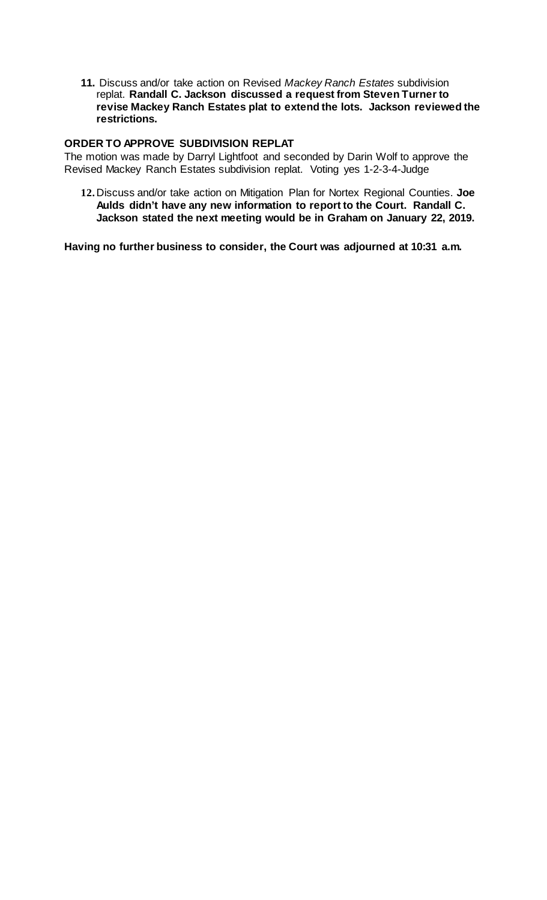**11.** Discuss and/or take action on Revised *Mackey Ranch Estates* subdivision replat. **Randall C. Jackson discussed a request from Steven Turner to revise Mackey Ranch Estates plat to extend the lots. Jackson reviewed the restrictions.**

**ORDER TO APPROVE SUBDIVISION REPLAT**

The motion was made by Darryl Lightfoot and seconded by Darin Wolf to approve the Revised Mackey Ranch Estates subdivision replat. Voting yes 1-2-3-4-Judge

**12.** Discuss and/or take action on Mitigation Plan for Nortex Regional Counties. **Joe Aulds didn't have any new information to report to the Court. Randall C. Jackson stated the next meeting would be in Graham on January 22, 2019.**

**Having no further business to consider, the Court was adjourned at 10:31 a.m.**